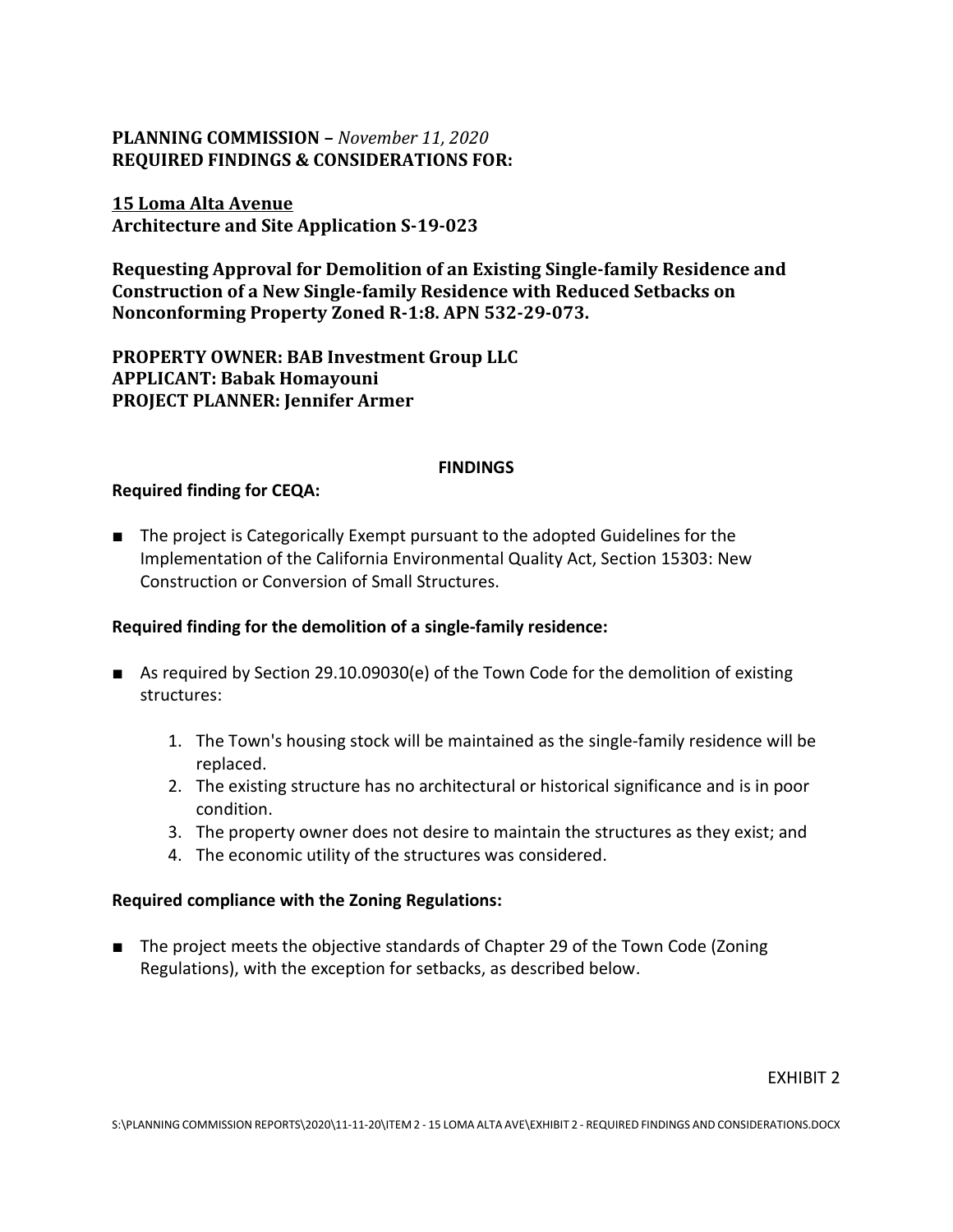**PLANNING COMMISSION –** *November 11, 2020*
**REQUIRED FINDINGS & CONSIDERATIONS FOR:**

**15 Loma Alta Avenue**
**Architecture and Site Application S-19-023**

**Requesting Approval for Demolition of an Existing Single-family Residence and Construction of a New Single-family Residence with Reduced Setbacks on Nonconforming Property Zoned R-1:8. APN 532-29-073.**

**PROPERTY OWNER: BAB Investment Group LLC**
**APPLICANT: Babak Homayouni**
**PROJECT PLANNER: Jennifer Armer**

## FINDINGS

**Required finding for CEQA:**

- The project is Categorically Exempt pursuant to the adopted Guidelines for the Implementation of the California Environmental Quality Act, Section 15303: New Construction or Conversion of Small Structures.

**Required finding for the demolition of a single-family residence:**

- As required by Section 29.10.09030(e) of the Town Code for the demolition of existing structures:
  1. The Town's housing stock will be maintained as the single-family residence will be replaced.
  2. The existing structure has no architectural or historical significance and is in poor condition.
  3. The property owner does not desire to maintain the structures as they exist; and
  4. The economic utility of the structures was considered.

**Required compliance with the Zoning Regulations:**

- The project meets the objective standards of Chapter 29 of the Town Code (Zoning Regulations), with the exception for setbacks, as described below.

EXHIBIT 2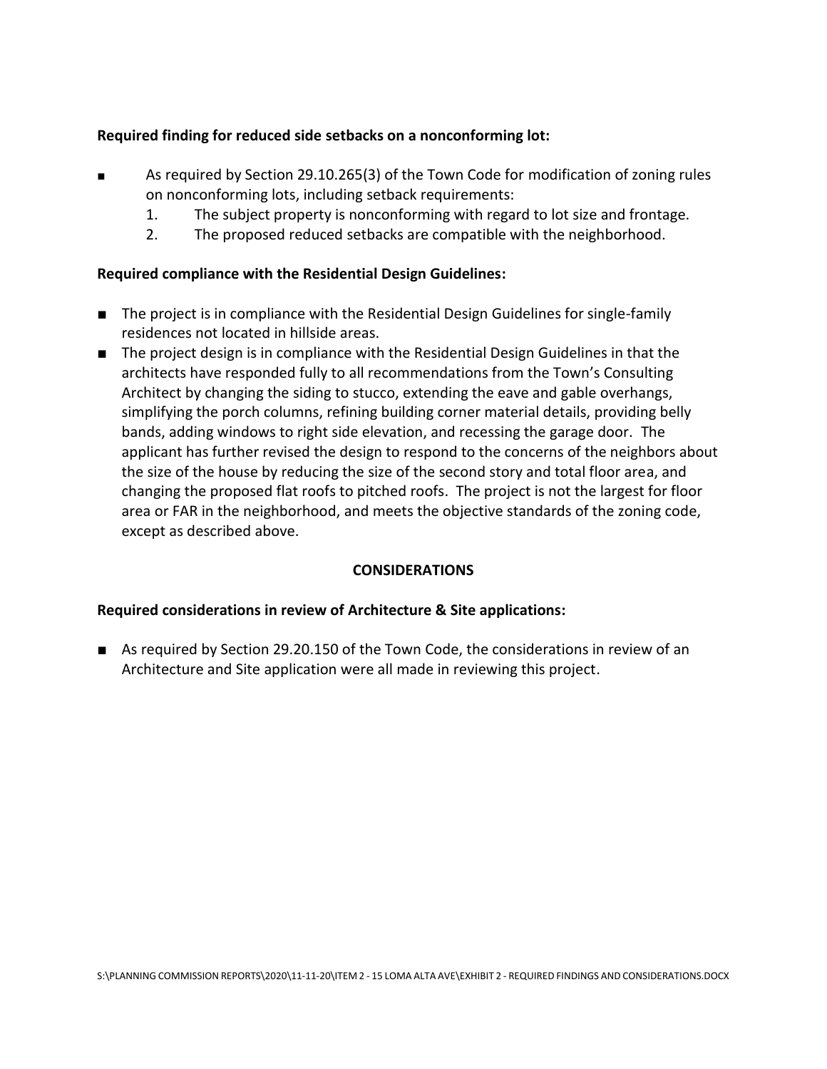**Required finding for reduced side setbacks on a nonconforming lot:**

- As required by Section 29.10.265(3) of the Town Code for modification of zoning rules on nonconforming lots, including setback requirements:
    1. The subject property is nonconforming with regard to lot size and frontage.
    2. The proposed reduced setbacks are compatible with the neighborhood.

**Required compliance with the Residential Design Guidelines:**

- The project is in compliance with the Residential Design Guidelines for single-family residences not located in hillside areas.
- The project design is in compliance with the Residential Design Guidelines in that the architects have responded fully to all recommendations from the Town's Consulting Architect by changing the siding to stucco, extending the eave and gable overhangs, simplifying the porch columns, refining building corner material details, providing belly bands, adding windows to right side elevation, and recessing the garage door. The applicant has further revised the design to respond to the concerns of the neighbors about the size of the house by reducing the size of the second story and total floor area, and changing the proposed flat roofs to pitched roofs. The project is not the largest for floor area or FAR in the neighborhood, and meets the objective standards of the zoning code, except as described above.

**CONSIDERATIONS**

**Required considerations in review of Architecture & Site applications:**

- As required by Section 29.20.150 of the Town Code, the considerations in review of an Architecture and Site application were all made in reviewing this project.